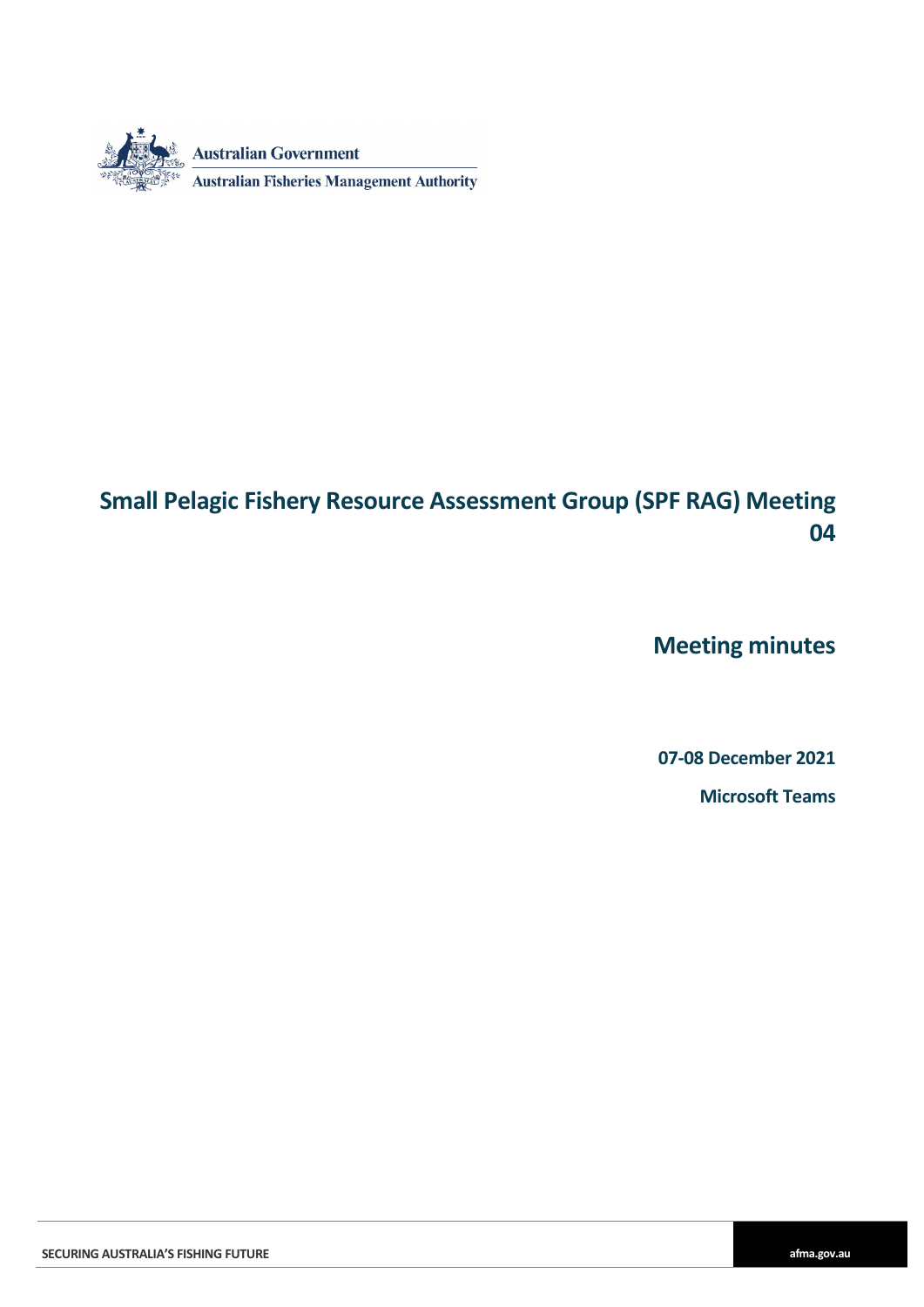Australian Government

Australian Fisheries Management Authority

# Small Pelagic Fishery Resource Assessment Group (SPF RAG) Meeting 04

## Meeting minutes

**07-08 December 2021**

**Microsoft Teams**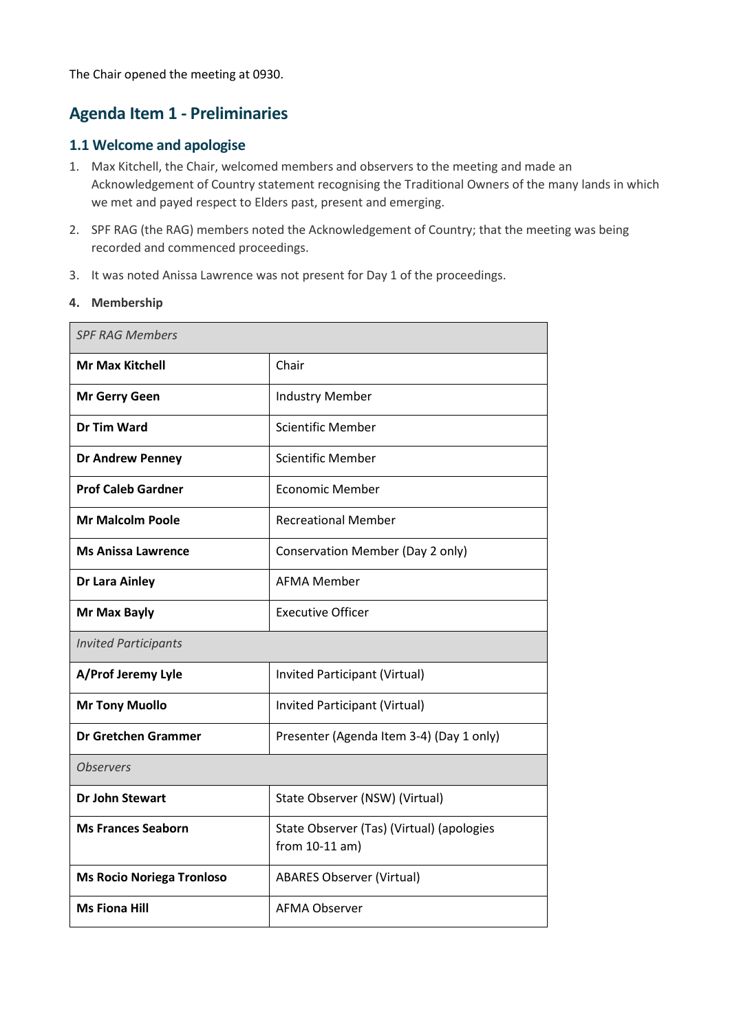The Chair opened the meeting at 0930.

## Agenda Item 1 - Preliminaries

### 1.1 Welcome and apologise

1. Max Kitchell, the Chair, welcomed members and observers to the meeting and made an Acknowledgement of Country statement recognising the Traditional Owners of the many lands in which we met and payed respect to Elders past, present and emerging.

2. SPF RAG (the RAG) members noted the Acknowledgement of Country; that the meeting was being recorded and commenced proceedings.

3. It was noted Anissa Lawrence was not present for Day 1 of the proceedings.

4. **Membership**

| *SPF RAG Members* | |
|---|---|
| **Mr Max Kitchell** | Chair |
| **Mr Gerry Geen** | Industry Member |
| **Dr Tim Ward** | Scientific Member |
| **Dr Andrew Penney** | Scientific Member |
| **Prof Caleb Gardner** | Economic Member |
| **Mr Malcolm Poole** | Recreational Member |
| **Ms Anissa Lawrence** | Conservation Member (Day 2 only) |
| **Dr Lara Ainley** | AFMA Member |
| **Mr Max Bayly** | Executive Officer |
| *Invited Participants* | |
| **A/Prof Jeremy Lyle** | Invited Participant (Virtual) |
| **Mr Tony Muollo** | Invited Participant (Virtual) |
| **Dr Gretchen Grammer** | Presenter (Agenda Item 3-4) (Day 1 only) |
| *Observers* | |
| **Dr John Stewart** | State Observer (NSW) (Virtual) |
| **Ms Frances Seaborn** | State Observer (Tas) (Virtual) (apologies from 10-11 am) |
| **Ms Rocio Noriega Tronloso** | ABARES Observer (Virtual) |
| **Ms Fiona Hill** | AFMA Observer |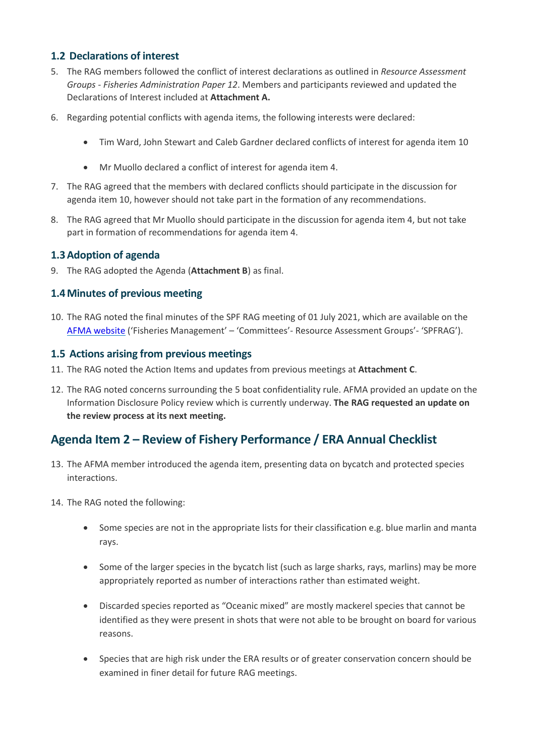## 1.2 Declarations of interest

5. The RAG members followed the conflict of interest declarations as outlined in *Resource Assessment Groups - Fisheries Administration Paper 12*. Members and participants reviewed and updated the Declarations of Interest included at **Attachment A.**

6. Regarding potential conflicts with agenda items, the following interests were declared:

    - Tim Ward, John Stewart and Caleb Gardner declared conflicts of interest for agenda item 10

    - Mr Muollo declared a conflict of interest for agenda item 4.

7. The RAG agreed that the members with declared conflicts should participate in the discussion for agenda item 10, however should not take part in the formation of any recommendations.

8. The RAG agreed that Mr Muollo should participate in the discussion for agenda item 4, but not take part in formation of recommendations for agenda item 4.

## 1.3 Adoption of agenda

9. The RAG adopted the Agenda (**Attachment B**) as final.

## 1.4 Minutes of previous meeting

10. The RAG noted the final minutes of the SPF RAG meeting of 01 July 2021, which are available on the AFMA website ('Fisheries Management' – 'Committees'- Resource Assessment Groups'- 'SPFRAG').

## 1.5 Actions arising from previous meetings

11. The RAG noted the Action Items and updates from previous meetings at **Attachment C**.

12. The RAG noted concerns surrounding the 5 boat confidentiality rule. AFMA provided an update on the Information Disclosure Policy review which is currently underway. **The RAG requested an update on the review process at its next meeting.**

# Agenda Item 2 – Review of Fishery Performance / ERA Annual Checklist

13. The AFMA member introduced the agenda item, presenting data on bycatch and protected species interactions.

14. The RAG noted the following:

    - Some species are not in the appropriate lists for their classification e.g. blue marlin and manta rays.

    - Some of the larger species in the bycatch list (such as large sharks, rays, marlins) may be more appropriately reported as number of interactions rather than estimated weight.

    - Discarded species reported as "Oceanic mixed" are mostly mackerel species that cannot be identified as they were present in shots that were not able to be brought on board for various reasons.

    - Species that are high risk under the ERA results or of greater conservation concern should be examined in finer detail for future RAG meetings.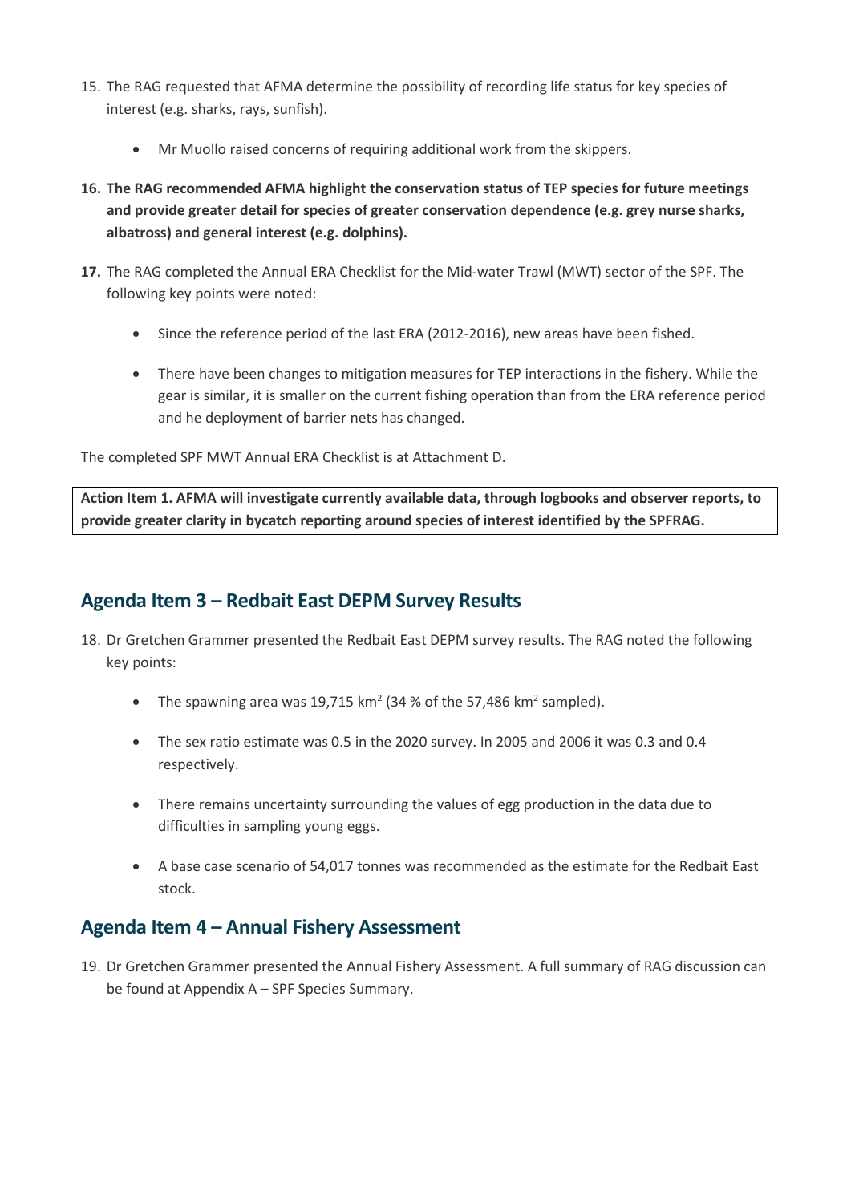15. The RAG requested that AFMA determine the possibility of recording life status for key species of interest (e.g. sharks, rays, sunfish).

    - Mr Muollo raised concerns of requiring additional work from the skippers.

**16. The RAG recommended AFMA highlight the conservation status of TEP species for future meetings and provide greater detail for species of greater conservation dependence (e.g. grey nurse sharks, albatross) and general interest (e.g. dolphins).**

**17.** The RAG completed the Annual ERA Checklist for the Mid-water Trawl (MWT) sector of the SPF. The following key points were noted:

    - Since the reference period of the last ERA (2012-2016), new areas have been fished.
    - There have been changes to mitigation measures for TEP interactions in the fishery. While the gear is similar, it is smaller on the current fishing operation than from the ERA reference period and he deployment of barrier nets has changed.

The completed SPF MWT Annual ERA Checklist is at Attachment D.

**Action Item 1. AFMA will investigate currently available data, through logbooks and observer reports, to provide greater clarity in bycatch reporting around species of interest identified by the SPFRAG.**

## Agenda Item 3 – Redbait East DEPM Survey Results

18. Dr Gretchen Grammer presented the Redbait East DEPM survey results. The RAG noted the following key points:

    - The spawning area was 19,715 km$^2$ (34 % of the 57,486 km$^2$ sampled).
    - The sex ratio estimate was 0.5 in the 2020 survey. In 2005 and 2006 it was 0.3 and 0.4 respectively.
    - There remains uncertainty surrounding the values of egg production in the data due to difficulties in sampling young eggs.
    - A base case scenario of 54,017 tonnes was recommended as the estimate for the Redbait East stock.

## Agenda Item 4 – Annual Fishery Assessment

19. Dr Gretchen Grammer presented the Annual Fishery Assessment. A full summary of RAG discussion can be found at Appendix A – SPF Species Summary.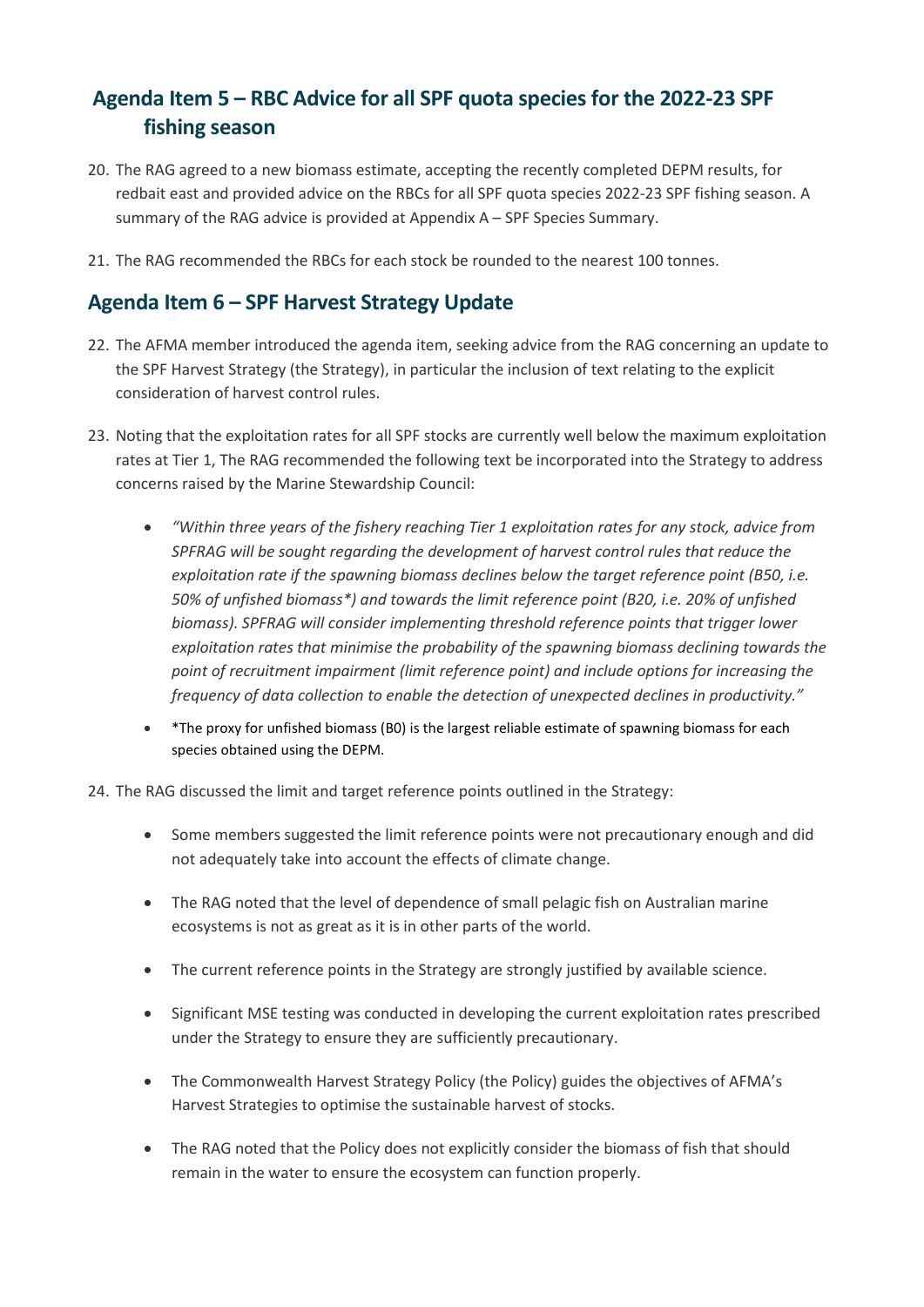## Agenda Item 5 – RBC Advice for all SPF quota species for the 2022-23 SPF fishing season

20. The RAG agreed to a new biomass estimate, accepting the recently completed DEPM results, for redbait east and provided advice on the RBCs for all SPF quota species 2022-23 SPF fishing season. A summary of the RAG advice is provided at Appendix A – SPF Species Summary.

21. The RAG recommended the RBCs for each stock be rounded to the nearest 100 tonnes.

## Agenda Item 6 – SPF Harvest Strategy Update

22. The AFMA member introduced the agenda item, seeking advice from the RAG concerning an update to the SPF Harvest Strategy (the Strategy), in particular the inclusion of text relating to the explicit consideration of harvest control rules.

23. Noting that the exploitation rates for all SPF stocks are currently well below the maximum exploitation rates at Tier 1, The RAG recommended the following text be incorporated into the Strategy to address concerns raised by the Marine Stewardship Council:

    - *"Within three years of the fishery reaching Tier 1 exploitation rates for any stock, advice from SPFRAG will be sought regarding the development of harvest control rules that reduce the exploitation rate if the spawning biomass declines below the target reference point (B50, i.e. 50% of unfished biomass*) and towards the limit reference point (B20, i.e. 20% of unfished biomass). SPFRAG will consider implementing threshold reference points that trigger lower exploitation rates that minimise the probability of the spawning biomass declining towards the point of recruitment impairment (limit reference point) and include options for increasing the frequency of data collection to enable the detection of unexpected declines in productivity."*
    - *The proxy for unfished biomass (B0) is the largest reliable estimate of spawning biomass for each species obtained using the DEPM.

24. The RAG discussed the limit and target reference points outlined in the Strategy:

    - Some members suggested the limit reference points were not precautionary enough and did not adequately take into account the effects of climate change.
    - The RAG noted that the level of dependence of small pelagic fish on Australian marine ecosystems is not as great as it is in other parts of the world.
    - The current reference points in the Strategy are strongly justified by available science.
    - Significant MSE testing was conducted in developing the current exploitation rates prescribed under the Strategy to ensure they are sufficiently precautionary.
    - The Commonwealth Harvest Strategy Policy (the Policy) guides the objectives of AFMA's Harvest Strategies to optimise the sustainable harvest of stocks.
    - The RAG noted that the Policy does not explicitly consider the biomass of fish that should remain in the water to ensure the ecosystem can function properly.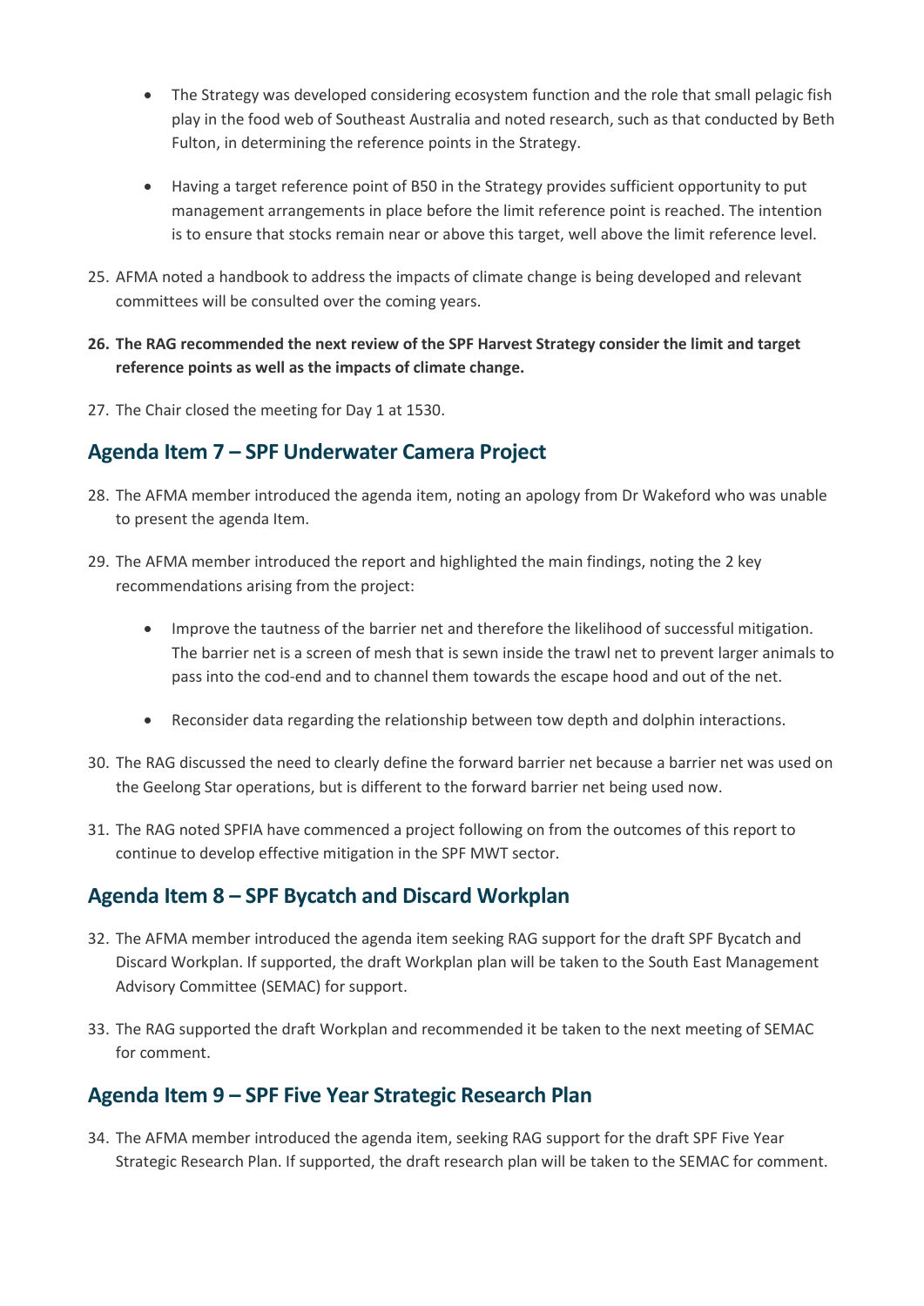- The Strategy was developed considering ecosystem function and the role that small pelagic fish play in the food web of Southeast Australia and noted research, such as that conducted by Beth Fulton, in determining the reference points in the Strategy.

- Having a target reference point of B50 in the Strategy provides sufficient opportunity to put management arrangements in place before the limit reference point is reached. The intention is to ensure that stocks remain near or above this target, well above the limit reference level.

25. AFMA noted a handbook to address the impacts of climate change is being developed and relevant committees will be consulted over the coming years.

26. **The RAG recommended the next review of the SPF Harvest Strategy consider the limit and target reference points as well as the impacts of climate change.**

27. The Chair closed the meeting for Day 1 at 1530.

## Agenda Item 7 – SPF Underwater Camera Project

28. The AFMA member introduced the agenda item, noting an apology from Dr Wakeford who was unable to present the agenda Item.

29. The AFMA member introduced the report and highlighted the main findings, noting the 2 key recommendations arising from the project:

    - Improve the tautness of the barrier net and therefore the likelihood of successful mitigation. The barrier net is a screen of mesh that is sewn inside the trawl net to prevent larger animals to pass into the cod-end and to channel them towards the escape hood and out of the net.

    - Reconsider data regarding the relationship between tow depth and dolphin interactions.

30. The RAG discussed the need to clearly define the forward barrier net because a barrier net was used on the Geelong Star operations, but is different to the forward barrier net being used now.

31. The RAG noted SPFIA have commenced a project following on from the outcomes of this report to continue to develop effective mitigation in the SPF MWT sector.

## Agenda Item 8 – SPF Bycatch and Discard Workplan

32. The AFMA member introduced the agenda item seeking RAG support for the draft SPF Bycatch and Discard Workplan. If supported, the draft Workplan plan will be taken to the South East Management Advisory Committee (SEMAC) for support.

33. The RAG supported the draft Workplan and recommended it be taken to the next meeting of SEMAC for comment.

## Agenda Item 9 – SPF Five Year Strategic Research Plan

34. The AFMA member introduced the agenda item, seeking RAG support for the draft SPF Five Year Strategic Research Plan. If supported, the draft research plan will be taken to the SEMAC for comment.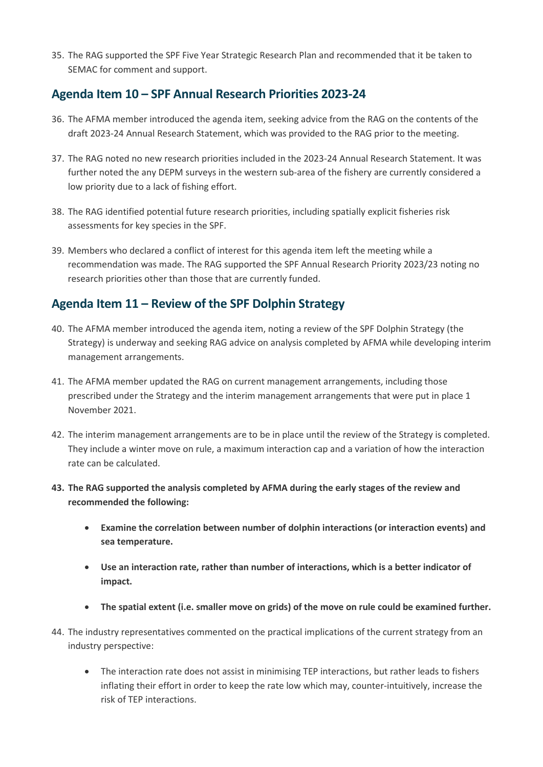35. The RAG supported the SPF Five Year Strategic Research Plan and recommended that it be taken to SEMAC for comment and support.

## Agenda Item 10 – SPF Annual Research Priorities 2023-24

36. The AFMA member introduced the agenda item, seeking advice from the RAG on the contents of the draft 2023-24 Annual Research Statement, which was provided to the RAG prior to the meeting.

37. The RAG noted no new research priorities included in the 2023-24 Annual Research Statement. It was further noted the any DEPM surveys in the western sub-area of the fishery are currently considered a low priority due to a lack of fishing effort.

38. The RAG identified potential future research priorities, including spatially explicit fisheries risk assessments for key species in the SPF.

39. Members who declared a conflict of interest for this agenda item left the meeting while a recommendation was made. The RAG supported the SPF Annual Research Priority 2023/23 noting no research priorities other than those that are currently funded.

## Agenda Item 11 – Review of the SPF Dolphin Strategy

40. The AFMA member introduced the agenda item, noting a review of the SPF Dolphin Strategy (the Strategy) is underway and seeking RAG advice on analysis completed by AFMA while developing interim management arrangements.

41. The AFMA member updated the RAG on current management arrangements, including those prescribed under the Strategy and the interim management arrangements that were put in place 1 November 2021.

42. The interim management arrangements are to be in place until the review of the Strategy is completed. They include a winter move on rule, a maximum interaction cap and a variation of how the interaction rate can be calculated.

43. **The RAG supported the analysis completed by AFMA during the early stages of the review and recommended the following:**

    - **Examine the correlation between number of dolphin interactions (or interaction events) and sea temperature.**
    - **Use an interaction rate, rather than number of interactions, which is a better indicator of impact.**
    - **The spatial extent (i.e. smaller move on grids) of the move on rule could be examined further.**

44. The industry representatives commented on the practical implications of the current strategy from an industry perspective:

    - The interaction rate does not assist in minimising TEP interactions, but rather leads to fishers inflating their effort in order to keep the rate low which may, counter-intuitively, increase the risk of TEP interactions.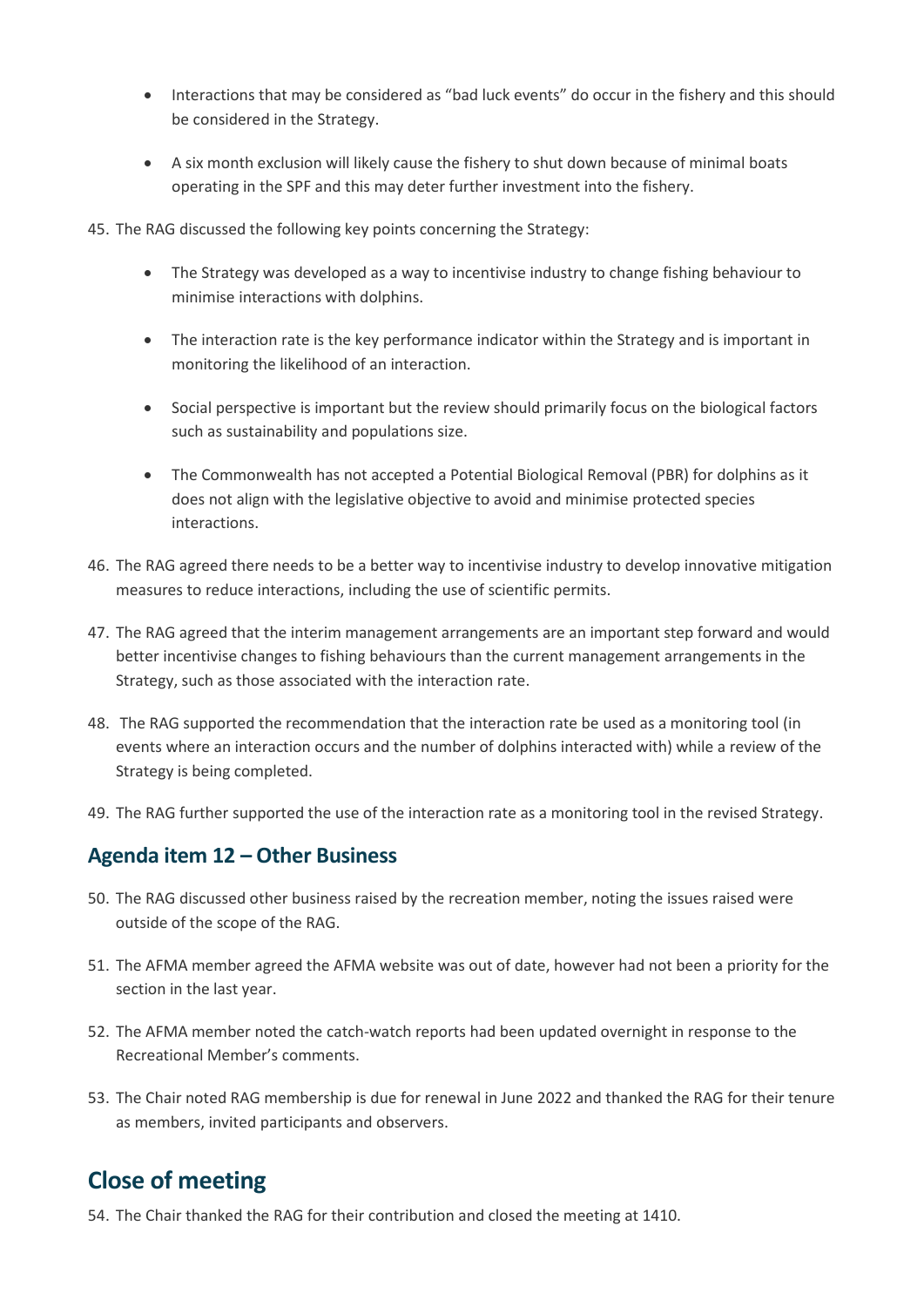- Interactions that may be considered as "bad luck events" do occur in the fishery and this should be considered in the Strategy.
- A six month exclusion will likely cause the fishery to shut down because of minimal boats operating in the SPF and this may deter further investment into the fishery.

45. The RAG discussed the following key points concerning the Strategy:

    - The Strategy was developed as a way to incentivise industry to change fishing behaviour to minimise interactions with dolphins.
    - The interaction rate is the key performance indicator within the Strategy and is important in monitoring the likelihood of an interaction.
    - Social perspective is important but the review should primarily focus on the biological factors such as sustainability and populations size.
    - The Commonwealth has not accepted a Potential Biological Removal (PBR) for dolphins as it does not align with the legislative objective to avoid and minimise protected species interactions.

46. The RAG agreed there needs to be a better way to incentivise industry to develop innovative mitigation measures to reduce interactions, including the use of scientific permits.
47. The RAG agreed that the interim management arrangements are an important step forward and would better incentivise changes to fishing behaviours than the current management arrangements in the Strategy, such as those associated with the interaction rate.
48. The RAG supported the recommendation that the interaction rate be used as a monitoring tool (in events where an interaction occurs and the number of dolphins interacted with) while a review of the Strategy is being completed.
49. The RAG further supported the use of the interaction rate as a monitoring tool in the revised Strategy.

## Agenda item 12 – Other Business

50. The RAG discussed other business raised by the recreation member, noting the issues raised were outside of the scope of the RAG.
51. The AFMA member agreed the AFMA website was out of date, however had not been a priority for the section in the last year.
52. The AFMA member noted the catch-watch reports had been updated overnight in response to the Recreational Member's comments.
53. The Chair noted RAG membership is due for renewal in June 2022 and thanked the RAG for their tenure as members, invited participants and observers.

# Close of meeting

54. The Chair thanked the RAG for their contribution and closed the meeting at 1410.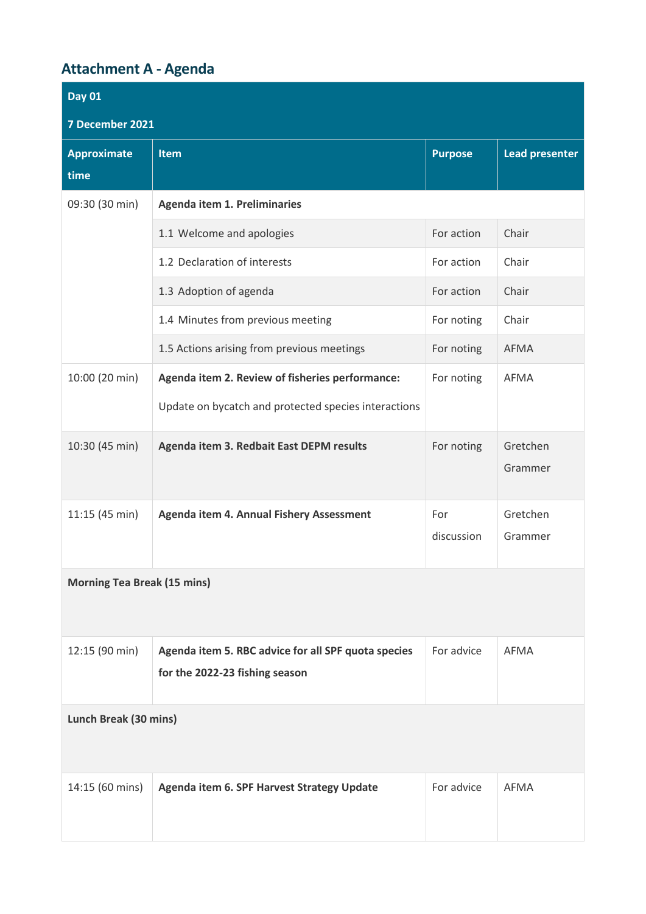## Attachment A - Agenda

| Day 01 | | | |
|---|---|---|---|
| **7 December 2021** | | | |
| **Approximate time** | **Item** | **Purpose** | **Lead presenter** |
| 09:30 (30 min) | **Agenda item 1. Preliminaries** | | |
| | 1.1 Welcome and apologies | For action | Chair |
| | 1.2 Declaration of interests | For action | Chair |
| | 1.3 Adoption of agenda | For action | Chair |
| | 1.4 Minutes from previous meeting | For noting | Chair |
| | 1.5 Actions arising from previous meetings | For noting | AFMA |
| 10:00 (20 min) | **Agenda item 2. Review of fisheries performance:** Update on bycatch and protected species interactions | For noting | AFMA |
| 10:30 (45 min) | **Agenda item 3. Redbait East DEPM results** | For noting | Gretchen Grammer |
| 11:15 (45 min) | **Agenda item 4. Annual Fishery Assessment** | For discussion | Gretchen Grammer |
| **Morning Tea Break (15 mins)** | | | |
| 12:15 (90 min) | **Agenda item 5. RBC advice for all SPF quota species for the 2022-23 fishing season** | For advice | AFMA |
| **Lunch Break (30 mins)** | | | |
| 14:15 (60 mins) | **Agenda item 6. SPF Harvest Strategy Update** | For advice | AFMA |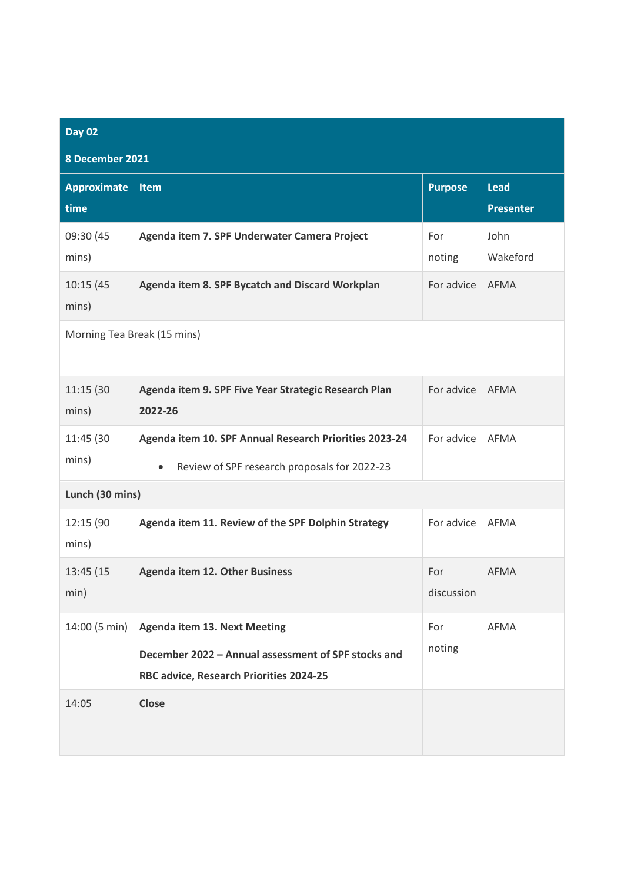| Day 02<br>8 December 2021 | | | |
|---|---|---|---|
| **Approximate time** | **Item** | **Purpose** | **Lead Presenter** |
| 09:30 (45 mins) | **Agenda item 7. SPF Underwater Camera Project** | For noting | John Wakeford |
| 10:15 (45 mins) | **Agenda item 8. SPF Bycatch and Discard Workplan** | For advice | AFMA |
| Morning Tea Break (15 mins) | | | |
| 11:15 (30 mins) | **Agenda item 9. SPF Five Year Strategic Research Plan 2022-26** | For advice | AFMA |
| 11:45 (30 mins) | **Agenda item 10. SPF Annual Research Priorities 2023-24**<br>• Review of SPF research proposals for 2022-23 | For advice | AFMA |
| **Lunch (30 mins)** | | | |
| 12:15 (90 mins) | **Agenda item 11. Review of the SPF Dolphin Strategy** | For advice | AFMA |
| 13:45 (15 min) | **Agenda item 12. Other Business** | For discussion | AFMA |
| 14:00 (5 min) | **Agenda item 13. Next Meeting**<br>**December 2022 – Annual assessment of SPF stocks and RBC advice, Research Priorities 2024-25** | For noting | AFMA |
| 14:05 | **Close** | | |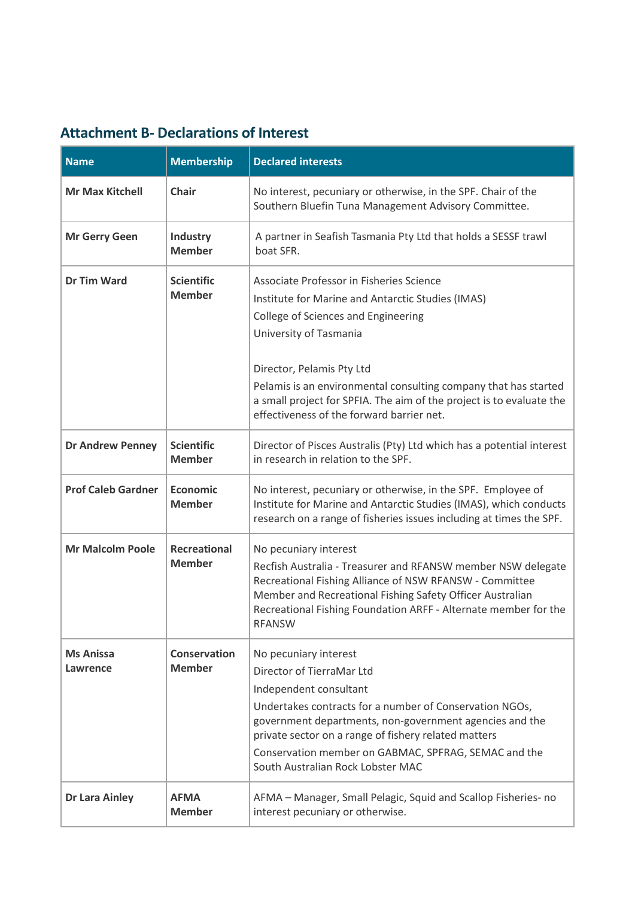## Attachment B- Declarations of Interest

| Name | Membership | Declared interests |
|---|---|---|
| **Mr Max Kitchell** | **Chair** | No interest, pecuniary or otherwise, in the SPF. Chair of the Southern Bluefin Tuna Management Advisory Committee. |
| **Mr Gerry Geen** | **Industry Member** | A partner in Seafish Tasmania Pty Ltd that holds a SESSF trawl boat SFR. |
| **Dr Tim Ward** | **Scientific Member** | Associate Professor in Fisheries Science<br>Institute for Marine and Antarctic Studies (IMAS)<br>College of Sciences and Engineering<br>University of Tasmania<br><br>Director, Pelamis Pty Ltd<br>Pelamis is an environmental consulting company that has started a small project for SPFIA. The aim of the project is to evaluate the effectiveness of the forward barrier net. |
| **Dr Andrew Penney** | **Scientific Member** | Director of Pisces Australis (Pty) Ltd which has a potential interest in research in relation to the SPF. |
| **Prof Caleb Gardner** | **Economic Member** | No interest, pecuniary or otherwise, in the SPF. Employee of Institute for Marine and Antarctic Studies (IMAS), which conducts research on a range of fisheries issues including at times the SPF. |
| **Mr Malcolm Poole** | **Recreational Member** | No pecuniary interest<br>Recfish Australia - Treasurer and RFANSW member NSW delegate Recreational Fishing Alliance of NSW RFANSW - Committee Member and Recreational Fishing Safety Officer Australian Recreational Fishing Foundation ARFF - Alternate member for the RFANSW |
| **Ms Anissa Lawrence** | **Conservation Member** | No pecuniary interest<br>Director of TierraMar Ltd<br>Independent consultant<br>Undertakes contracts for a number of Conservation NGOs, government departments, non-government agencies and the private sector on a range of fishery related matters<br>Conservation member on GABMAC, SPFRAG, SEMAC and the South Australian Rock Lobster MAC |
| **Dr Lara Ainley** | **AFMA Member** | AFMA – Manager, Small Pelagic, Squid and Scallop Fisheries- no interest pecuniary or otherwise. |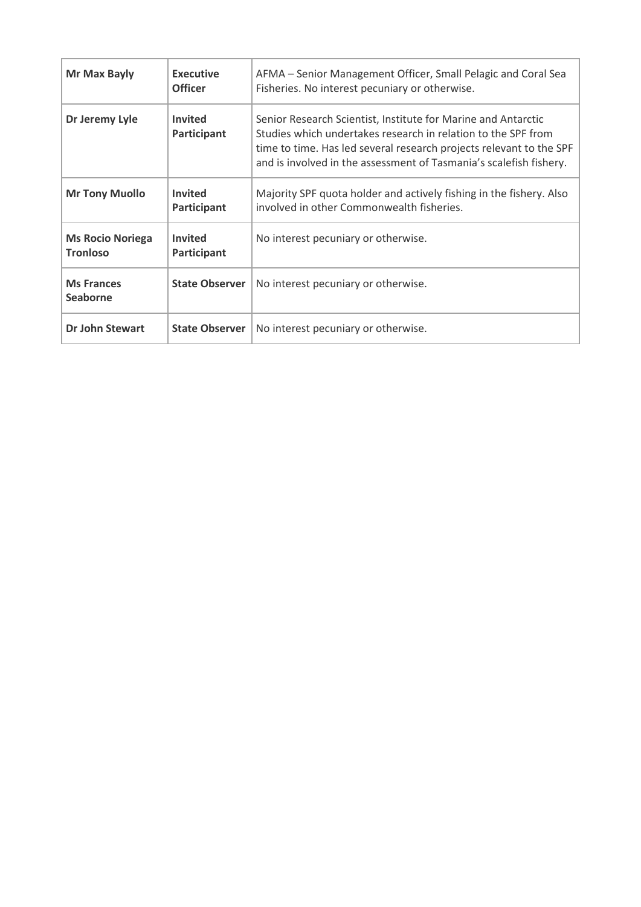| **Mr Max Bayly** | **Executive Officer** | AFMA – Senior Management Officer, Small Pelagic and Coral Sea Fisheries. No interest pecuniary or otherwise. |
|---|---|---|
| **Dr Jeremy Lyle** | **Invited Participant** | Senior Research Scientist, Institute for Marine and Antarctic Studies which undertakes research in relation to the SPF from time to time. Has led several research projects relevant to the SPF and is involved in the assessment of Tasmania's scalefish fishery. |
| **Mr Tony Muollo** | **Invited Participant** | Majority SPF quota holder and actively fishing in the fishery. Also involved in other Commonwealth fisheries. |
| **Ms Rocio Noriega Tronloso** | **Invited Participant** | No interest pecuniary or otherwise. |
| **Ms Frances Seaborne** | **State Observer** | No interest pecuniary or otherwise. |
| **Dr John Stewart** | **State Observer** | No interest pecuniary or otherwise. |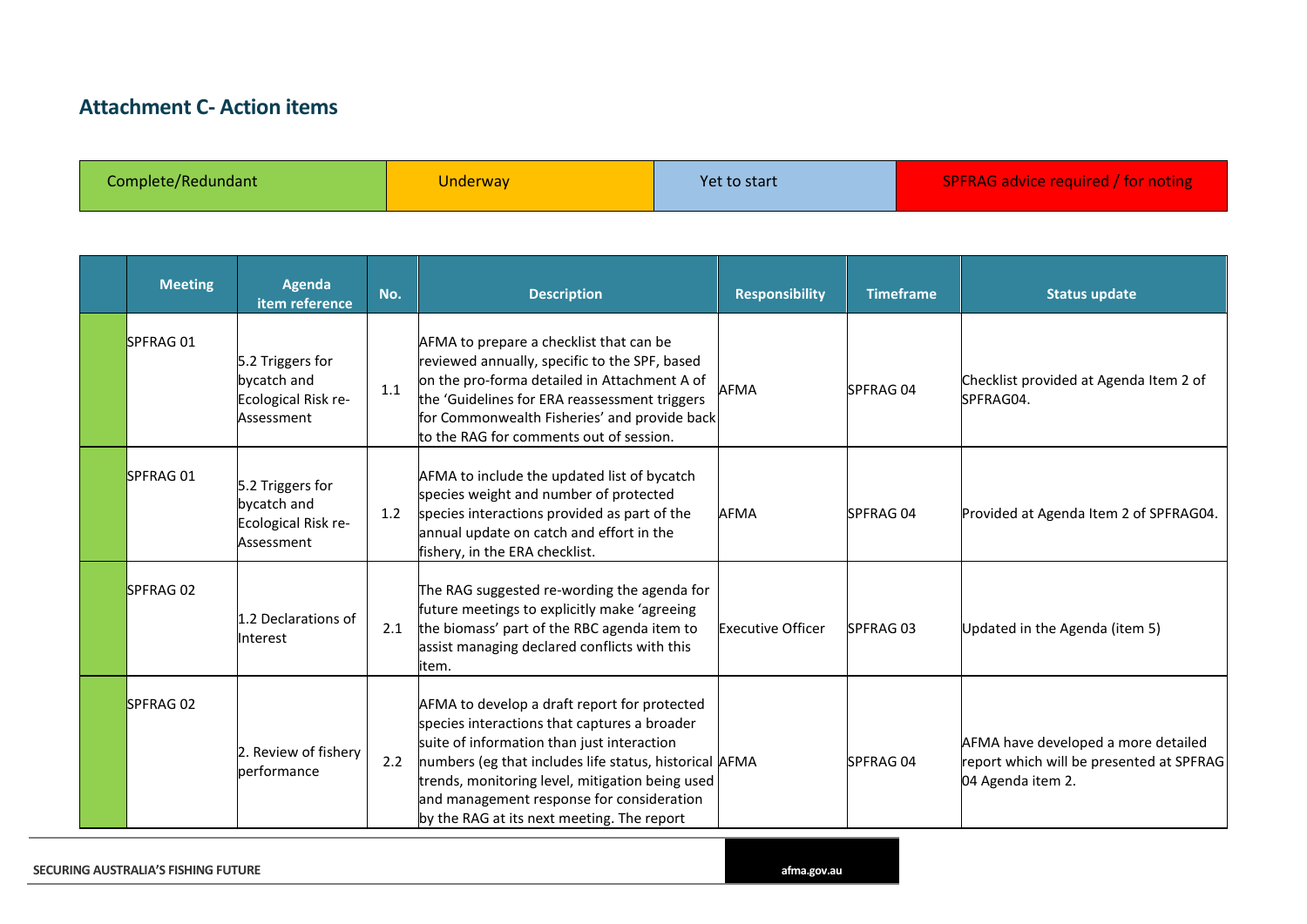## Attachment C- Action items

| Complete/Redundant | Underway | Yet to start | SPFRAG advice required / for noting |
|---|---|---|---|

| | Meeting | Agenda item reference | No. | Description | Responsibility | Timeframe | Status update |
|---|---|---|---|---|---|---|---|
| | SPFRAG 01 | 5.2 Triggers for bycatch and Ecological Risk re-Assessment | 1.1 | AFMA to prepare a checklist that can be reviewed annually, specific to the SPF, based on the pro-forma detailed in Attachment A of the 'Guidelines for ERA reassessment triggers for Commonwealth Fisheries' and provide back to the RAG for comments out of session. | AFMA | SPFRAG 04 | Checklist provided at Agenda Item 2 of SPFRAG04. |
| | SPFRAG 01 | 5.2 Triggers for bycatch and Ecological Risk re-Assessment | 1.2 | AFMA to include the updated list of bycatch species weight and number of protected species interactions provided as part of the annual update on catch and effort in the fishery, in the ERA checklist. | AFMA | SPFRAG 04 | Provided at Agenda Item 2 of SPFRAG04. |
| | SPFRAG 02 | 1.2 Declarations of Interest | 2.1 | The RAG suggested re-wording the agenda for future meetings to explicitly make 'agreeing the biomass' part of the RBC agenda item to assist managing declared conflicts with this item. | Executive Officer | SPFRAG 03 | Updated in the Agenda (item 5) |
| | SPFRAG 02 | 2. Review of fishery performance | 2.2 | AFMA to develop a draft report for protected species interactions that captures a broader suite of information than just interaction numbers (eg that includes life status, historical trends, monitoring level, mitigation being used and management response for consideration by the RAG at its next meeting. The report | AFMA | SPFRAG 04 | AFMA have developed a more detailed report which will be presented at SPFRAG 04 Agenda item 2. |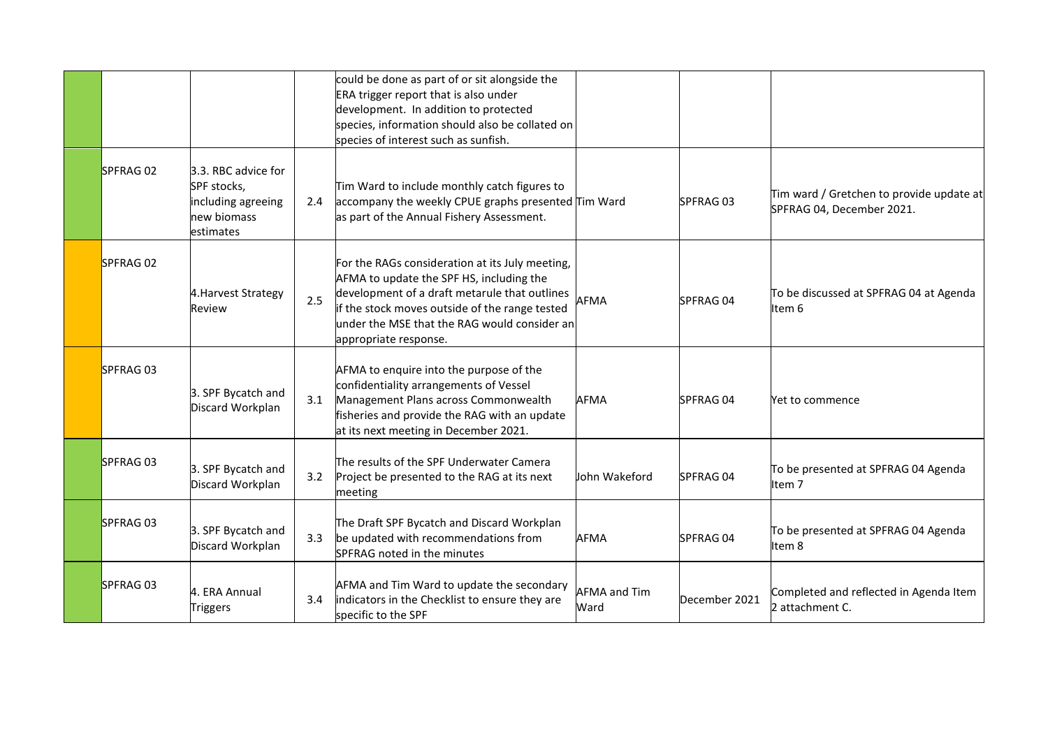| | | | | | | | |
|---|---|---|---|---|---|---|---|
| | | | | could be done as part of or sit alongside the ERA trigger report that is also under development. In addition to protected species, information should also be collated on species of interest such as sunfish. | | | |
| | SPFRAG 02 | 3.3. RBC advice for SPF stocks, including agreeing new biomass estimates | 2.4 | Tim Ward to include monthly catch figures to accompany the weekly CPUE graphs presented as part of the Annual Fishery Assessment. | Tim Ward | SPFRAG 03 | Tim ward / Gretchen to provide update at SPFRAG 04, December 2021. |
| | SPFRAG 02 | 4.Harvest Strategy Review | 2.5 | For the RAGs consideration at its July meeting, AFMA to update the SPF HS, including the development of a draft metarule that outlines if the stock moves outside of the range tested under the MSE that the RAG would consider an appropriate response. | AFMA | SPFRAG 04 | To be discussed at SPFRAG 04 at Agenda Item 6 |
| | SPFRAG 03 | 3. SPF Bycatch and Discard Workplan | 3.1 | AFMA to enquire into the purpose of the confidentiality arrangements of Vessel Management Plans across Commonwealth fisheries and provide the RAG with an update at its next meeting in December 2021. | AFMA | SPFRAG 04 | Yet to commence |
| | SPFRAG 03 | 3. SPF Bycatch and Discard Workplan | 3.2 | The results of the SPF Underwater Camera Project be presented to the RAG at its next meeting | John Wakeford | SPFRAG 04 | To be presented at SPFRAG 04 Agenda Item 7 |
| | SPFRAG 03 | 3. SPF Bycatch and Discard Workplan | 3.3 | The Draft SPF Bycatch and Discard Workplan be updated with recommendations from SPFRAG noted in the minutes | AFMA | SPFRAG 04 | To be presented at SPFRAG 04 Agenda Item 8 |
| | SPFRAG 03 | 4. ERA Annual Triggers | 3.4 | AFMA and Tim Ward to update the secondary indicators in the Checklist to ensure they are specific to the SPF | AFMA and Tim Ward | December 2021 | Completed and reflected in Agenda Item 2 attachment C. |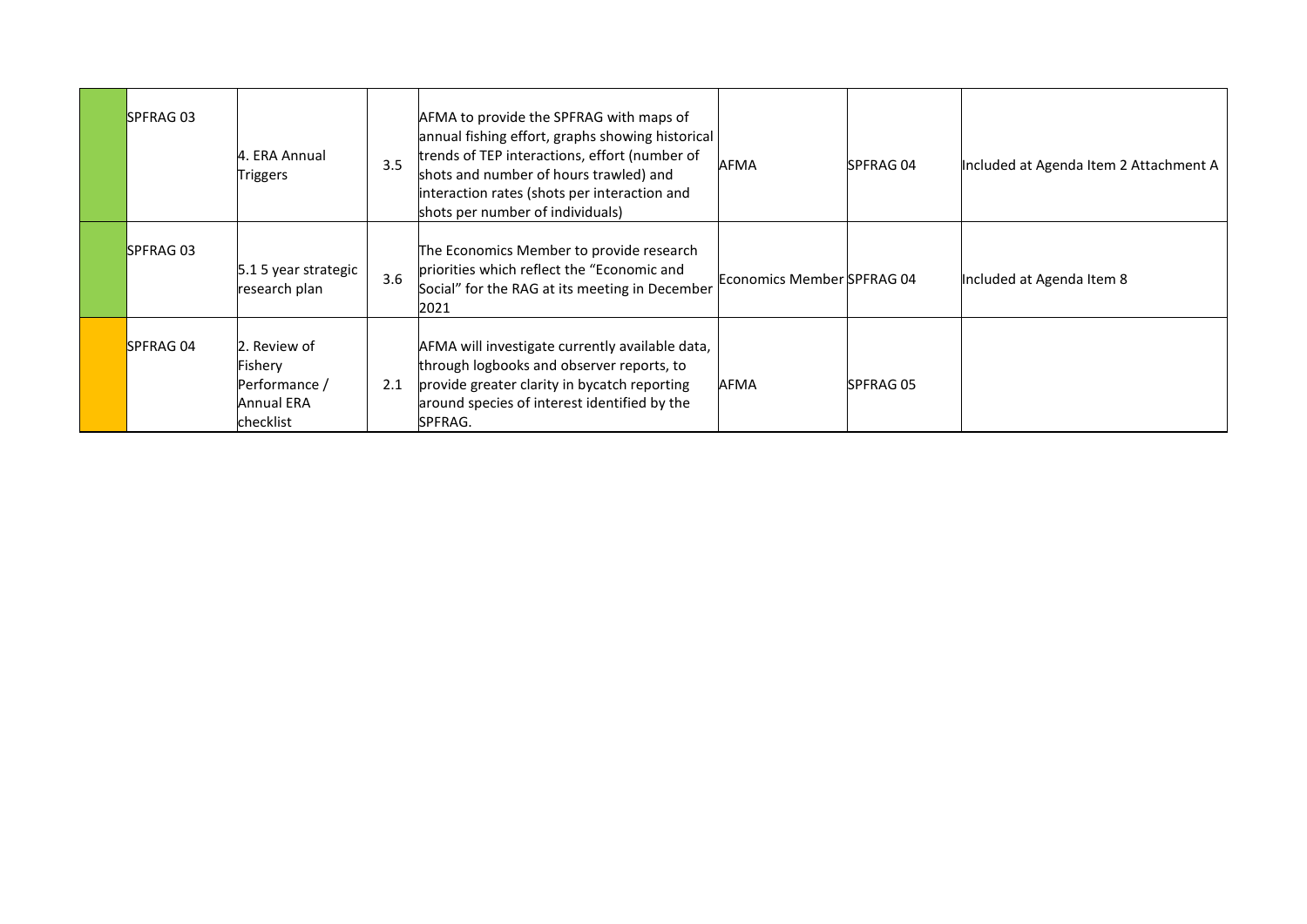| | | | | | | | |
|---|---|---|---|---|---|---|---|
| | SPFRAG 03 | 4. ERA Annual Triggers | 3.5 | AFMA to provide the SPFRAG with maps of annual fishing effort, graphs showing historical trends of TEP interactions, effort (number of shots and number of hours trawled) and interaction rates (shots per interaction and shots per number of individuals) | AFMA | SPFRAG 04 | Included at Agenda Item 2 Attachment A |
| | SPFRAG 03 | 5.1 5 year strategic research plan | 3.6 | The Economics Member to provide research priorities which reflect the "Economic and Social" for the RAG at its meeting in December 2021 | Economics Member | SPFRAG 04 | Included at Agenda Item 8 |
| | SPFRAG 04 | 2. Review of Fishery Performance / Annual ERA checklist | 2.1 | AFMA will investigate currently available data, through logbooks and observer reports, to provide greater clarity in bycatch reporting around species of interest identified by the SPFRAG. | AFMA | SPFRAG 05 | |